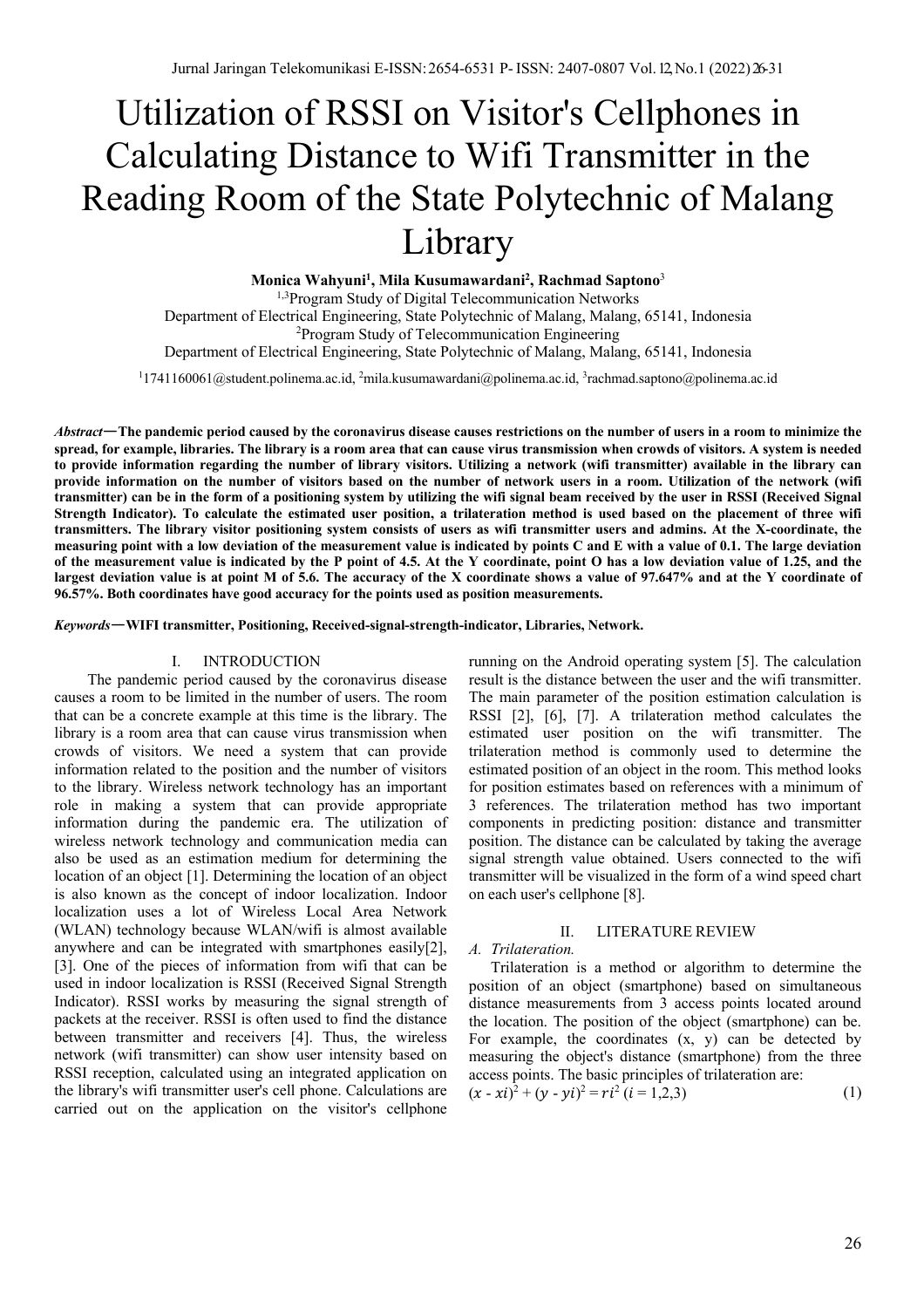# Utilization of RSSI on Visitor's Cellphones in Calculating Distance to Wifi Transmitter in the Reading Room of the State Polytechnic of Malang Library

**Monica Wahyuni[1], Mila Kusumawardani[2], Rachmad Saptono[3]**

[1,3]Program Study of Digital Telecommunication Networks
Department of Electrical Engineering, State Polytechnic of Malang, Malang, 65141, Indonesia
[2]Program Study of Telecommunication Engineering
Department of Electrical Engineering, State Polytechnic of Malang, Malang, 65141, Indonesia

[1]1741160061@student.polinema.ac.id, [2]mila.kusumawardani@polinema.ac.id, [3]rachmad.saptono@polinema.ac.id

***Abstract*—The pandemic period caused by the coronavirus disease causes restrictions on the number of users in a room to minimize the spread, for example, libraries. The library is a room area that can cause virus transmission when crowds of visitors. A system is needed to provide information regarding the number of library visitors. Utilizing a network (wifi transmitter) available in the library can provide information on the number of visitors based on the number of network users in a room. Utilization of the network (wifi transmitter) can be in the form of a positioning system by utilizing the wifi signal beam received by the user in RSSI (Received Signal Strength Indicator). To calculate the estimated user position, a trilateration method is used based on the placement of three wifi transmitters. The library visitor positioning system consists of users as wifi transmitter users and admins. At the X-coordinate, the measuring point with a low deviation of the measurement value is indicated by points C and E with a value of 0.1. The large deviation of the measurement value is indicated by the P point of 4.5. At the Y coordinate, point O has a low deviation value of 1.25, and the largest deviation value is at point M of 5.6. The accuracy of the X coordinate shows a value of 97.647% and at the Y coordinate of 96.57%. Both coordinates have good accuracy for the points used as position measurements.**

***Keywords*—WIFI transmitter, Positioning, Received-signal-strength-indicator, Libraries, Network.**

## I. INTRODUCTION

The pandemic period caused by the coronavirus disease causes a room to be limited in the number of users. The room that can be a concrete example at this time is the library. The library is a room area that can cause virus transmission when crowds of visitors. We need a system that can provide information related to the position and the number of visitors to the library. Wireless network technology has an important role in making a system that can provide appropriate information during the pandemic era. The utilization of wireless network technology and communication media can also be used as an estimation medium for determining the location of an object [1]. Determining the location of an object is also known as the concept of indoor localization. Indoor localization uses a lot of Wireless Local Area Network (WLAN) technology because WLAN/wifi is almost available anywhere and can be integrated with smartphones easily[2], [3]. One of the pieces of information from wifi that can be used in indoor localization is RSSI (Received Signal Strength Indicator). RSSI works by measuring the signal strength of packets at the receiver. RSSI is often used to find the distance between transmitter and receivers [4]. Thus, the wireless network (wifi transmitter) can show user intensity based on RSSI reception, calculated using an integrated application on the library's wifi transmitter user's cell phone. Calculations are carried out on the application on the visitor's cellphone running on the Android operating system [5]. The calculation result is the distance between the user and the wifi transmitter. The main parameter of the position estimation calculation is RSSI [2], [6], [7]. A trilateration method calculates the estimated user position on the wifi transmitter. The trilateration method is commonly used to determine the estimated position of an object in the room. This method looks for position estimates based on references with a minimum of 3 references. The trilateration method has two important components in predicting position: distance and transmitter position. The distance can be calculated by taking the average signal strength value obtained. Users connected to the wifi transmitter will be visualized in the form of a wind speed chart on each user's cellphone [8].

## II. LITERATURE REVIEW

### *A. Trilateration.*

Trilateration is a method or algorithm to determine the position of an object (smartphone) based on simultaneous distance measurements from 3 access points located around the location. The position of the object (smartphone) can be. For example, the coordinates (x, y) can be detected by measuring the object's distance (smartphone) from the three access points. The basic principles of trilateration are:

$$(x - xi)^2 + (y - yi)^2 = ri^2 \ (i = 1,2,3) \tag{1}$$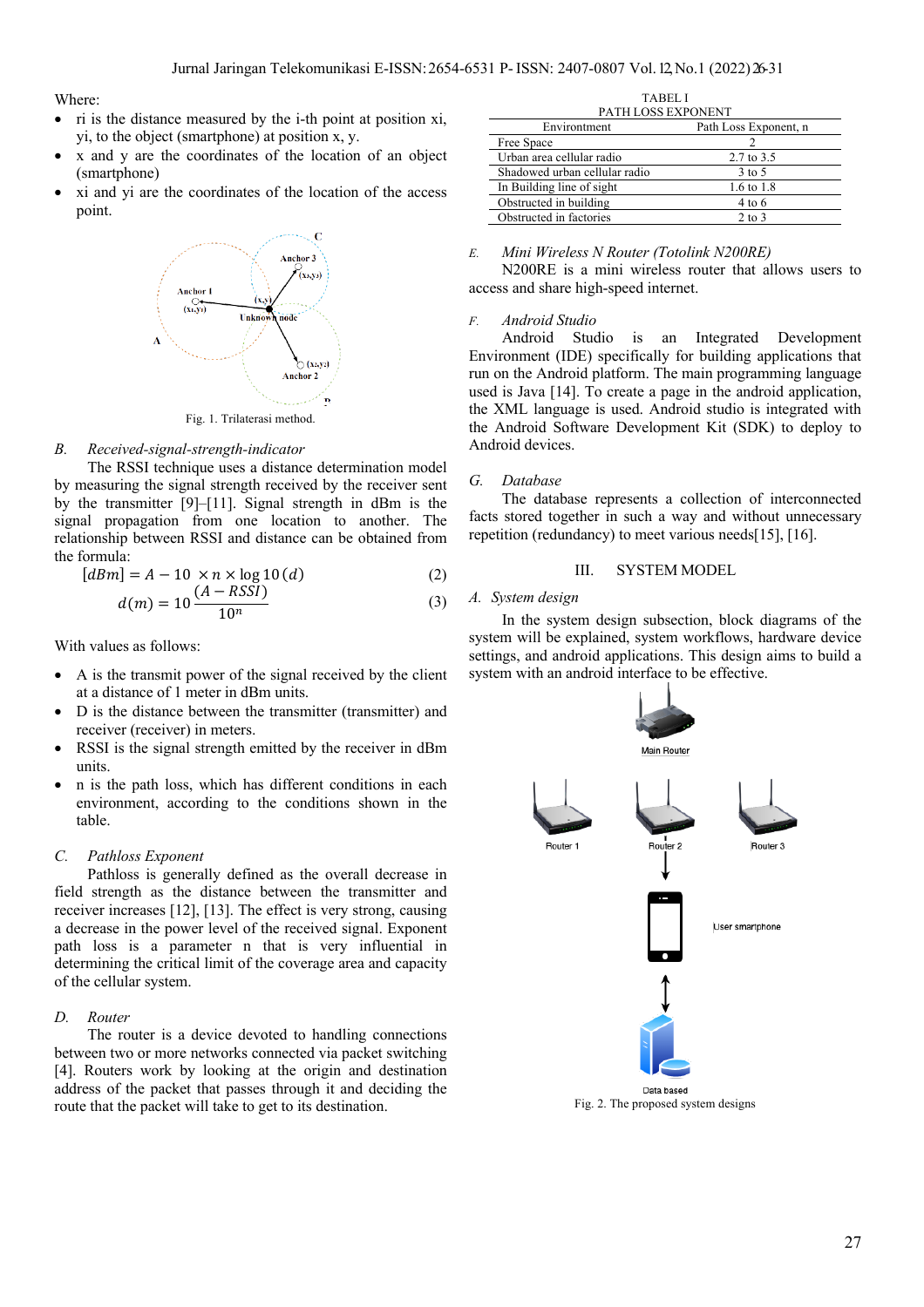Where:

- ri is the distance measured by the i-th point at position xi, yi, to the object (smartphone) at position x, y.
- x and y are the coordinates of the location of an object (smartphone)
- xi and yi are the coordinates of the location of the access point.

Fig. 1. Trilaterasi method.

### B. *Received-signal-strength-indicator*

The RSSI technique uses a distance determination model by measuring the signal strength received by the receiver sent by the transmitter [9]–[11]. Signal strength in dBm is the signal propagation from one location to another. The relationship between RSSI and distance can be obtained from the formula:

$$[dBm] = A - 10 \times n \times \log 10\,(d) \tag{2}$$

$$d(m) = 10\,\frac{(A - RSSI)}{10^{n}} \tag{3}$$

With values as follows:

- A is the transmit power of the signal received by the client at a distance of 1 meter in dBm units.
- D is the distance between the transmitter (transmitter) and receiver (receiver) in meters.
- RSSI is the signal strength emitted by the receiver in dBm units.
- n is the path loss, which has different conditions in each environment, according to the conditions shown in the table.

### C. *Pathloss Exponent*

Pathloss is generally defined as the overall decrease in field strength as the distance between the transmitter and receiver increases [12], [13]. The effect is very strong, causing a decrease in the power level of the received signal. Exponent path loss is a parameter n that is very influential in determining the critical limit of the coverage area and capacity of the cellular system.

### D. *Router*

The router is a device devoted to handling connections between two or more networks connected via packet switching [4]. Routers work by looking at the origin and destination address of the packet that passes through it and deciding the route that the packet will take to get to its destination.

TABEL I
PATH LOSS EXPONENT

| Environtment | Path Loss Exponent, n |
|---|---|
| Free Space | 2 |
| Urban area cellular radio | 2.7 to 3.5 |
| Shadowed urban cellular radio | 3 to 5 |
| In Building line of sight | 1.6 to 1.8 |
| Obstructed in building | 4 to 6 |
| Obstructed in factories | 2 to 3 |

### E. *Mini Wireless N Router (Totolink N200RE)*

N200RE is a mini wireless router that allows users to access and share high-speed internet.

### F. *Android Studio*

Android Studio is an Integrated Development Environment (IDE) specifically for building applications that run on the Android platform. The main programming language used is Java [14]. To create a page in the android application, the XML language is used. Android studio is integrated with the Android Software Development Kit (SDK) to deploy to Android devices.

### G. *Database*

The database represents a collection of interconnected facts stored together in such a way and without unnecessary repetition (redundancy) to meet various needs[15], [16].

## III. SYSTEM MODEL

### A. *System design*

In the system design subsection, block diagrams of the system will be explained, system workflows, hardware device settings, and android applications. This design aims to build a system with an android interface to be effective.

Fig. 2. The proposed system designs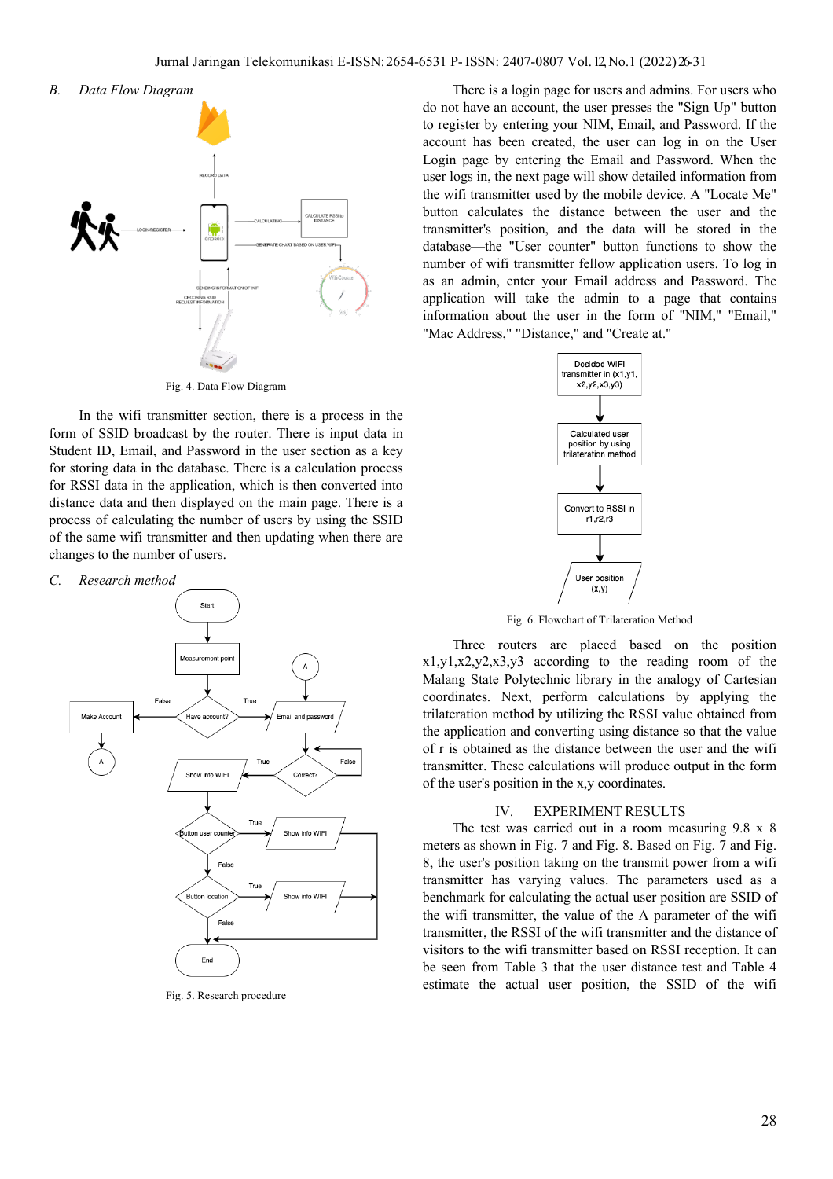### B. *Data Flow Diagram*

Fig. 4. Data Flow Diagram

In the wifi transmitter section, there is a process in the form of SSID broadcast by the router. There is input data in Student ID, Email, and Password in the user section as a key for storing data in the database. There is a calculation process for RSSI data in the application, which is then converted into distance data and then displayed on the main page. There is a process of calculating the number of users by using the SSID of the same wifi transmitter and then updating when there are changes to the number of users.

### C. *Research method*

Fig. 5. Research procedure

There is a login page for users and admins. For users who do not have an account, the user presses the "Sign Up" button to register by entering your NIM, Email, and Password. If the account has been created, the user can log in on the User Login page by entering the Email and Password. When the user logs in, the next page will show detailed information from the wifi transmitter used by the mobile device. A "Locate Me" button calculates the distance between the user and the transmitter's position, and the data will be stored in the database—the "User counter" button functions to show the number of wifi transmitter fellow application users. To log in as an admin, enter your Email address and Password. The application will take the admin to a page that contains information about the user in the form of "NIM," "Email," "Mac Address," "Distance," and "Create at."

Fig. 6. Flowchart of Trilateration Method

Three routers are placed based on the position x1,y1,x2,y2,x3,y3 according to the reading room of the Malang State Polytechnic library in the analogy of Cartesian coordinates. Next, perform calculations by applying the trilateration method by utilizing the RSSI value obtained from the application and converting using distance so that the value of r is obtained as the distance between the user and the wifi transmitter. These calculations will produce output in the form of the user's position in the x,y coordinates.

## IV. EXPERIMENT RESULTS

The test was carried out in a room measuring 9.8 x 8 meters as shown in Fig. 7 and Fig. 8. Based on Fig. 7 and Fig. 8, the user's position taking on the transmit power from a wifi transmitter has varying values. The parameters used as a benchmark for calculating the actual user position are SSID of the wifi transmitter, the value of the A parameter of the wifi transmitter, the RSSI of the wifi transmitter and the distance of visitors to the wifi transmitter based on RSSI reception. It can be seen from Table 3 that the user distance test and Table 4 estimate the actual user position, the SSID of the wifi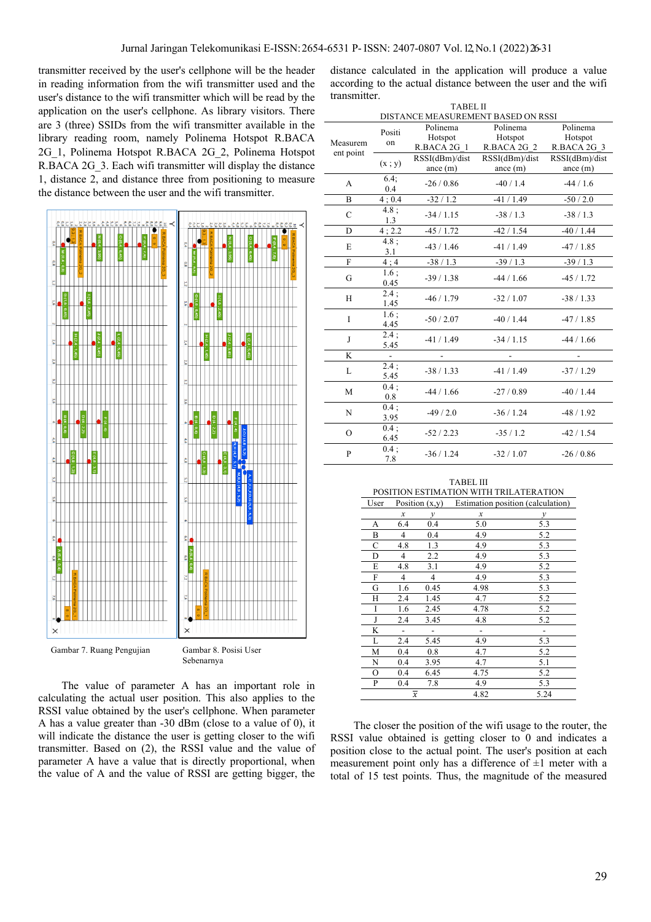transmitter received by the user's cellphone will be the header in reading information from the wifi transmitter used and the user's distance to the wifi transmitter which will be read by the application on the user's cellphone. As library visitors. There are 3 (three) SSIDs from the wifi transmitter available in the library reading room, namely Polinema Hotspot R.BACA 2G_1, Polinema Hotspot R.BACA 2G_2, Polinema Hotspot R.BACA 2G_3. Each wifi transmitter will display the distance 1, distance 2, and distance three from positioning to measure the distance between the user and the wifi transmitter.

Gambar 7. Ruang Pengujian

Gambar 8. Posisi User Sebenarnya

The value of parameter A has an important role in calculating the actual user position. This also applies to the RSSI value obtained by the user's cellphone. When parameter A has a value greater than -30 dBm (close to a value of 0), it will indicate the distance the user is getting closer to the wifi transmitter. Based on (2), the RSSI value and the value of parameter A have a value that is directly proportional, when the value of A and the value of RSSI are getting bigger, the distance calculated in the application will produce a value according to the actual distance between the user and the wifi transmitter.

TABEL II
DISTANCE MEASUREMENT BASED ON RSSI

| Measurement point | Position | Polinema Hotspot R.BACA 2G_1 | Polinema Hotspot R.BACA 2G_2 | Polinema Hotspot R.BACA 2G_3 |
|---|---|---|---|---|
| | (x ; y) | RSSI(dBm)/distance (m) | RSSI(dBm)/distance (m) | RSSI(dBm)/distance (m) |
| A | 6.4; 0.4 | -26 / 0.86 | -40 / 1.4 | -44 / 1.6 |
| B | 4 ; 0.4 | -32 / 1.2 | -41 / 1.49 | -50 / 2.0 |
| C | 4.8 ; 1.3 | -34 / 1.15 | -38 / 1.3 | -38 / 1.3 |
| D | 4 ; 2.2 | -45 / 1.72 | -42 / 1.54 | -40 / 1.44 |
| E | 4.8 ; 3.1 | -43 / 1.46 | -41 / 1.49 | -47 / 1.85 |
| F | 4 ; 4 | -38 / 1.3 | -39 / 1.3 | -39 / 1.3 |
| G | 1.6 ; 0.45 | -39 / 1.38 | -44 / 1.66 | -45 / 1.72 |
| H | 2.4 ; 1.45 | -46 / 1.79 | -32 / 1.07 | -38 / 1.33 |
| I | 1.6 ; 4.45 | -50 / 2.07 | -40 / 1.44 | -47 / 1.85 |
| J | 2.4 ; 5.45 | -41 / 1.49 | -34 / 1.15 | -44 / 1.66 |
| K | - | - | - | - |
| L | 2.4 ; 5.45 | -38 / 1.33 | -41 / 1.49 | -37 / 1.29 |
| M | 0.4 ; 0.8 | -44 / 1.66 | -27 / 0.89 | -40 / 1.44 |
| N | 0.4 ; 3.95 | -49 / 2.0 | -36 / 1.24 | -48 / 1.92 |
| O | 0.4 ; 6.45 | -52 / 2.23 | -35 / 1.2 | -42 / 1.54 |
| P | 0.4 ; 7.8 | -36 / 1.24 | -32 / 1.07 | -26 / 0.86 |

TABEL III
POSITION ESTIMATION WITH TRILATERATION

| User | Position (x,y) | | Estimation position (calculation) | |
|---|---|---|---|---|
| | x | y | x | y |
| A | 6.4 | 0.4 | 5.0 | 5.3 |
| B | 4 | 0.4 | 4.9 | 5.2 |
| C | 4.8 | 1.3 | 4.9 | 5.3 |
| D | 4 | 2.2 | 4.9 | 5.3 |
| E | 4.8 | 3.1 | 4.9 | 5.2 |
| F | 4 | 4 | 4.9 | 5.3 |
| G | 1.6 | 0.45 | 4.98 | 5.3 |
| H | 2.4 | 1.45 | 4.7 | 5.2 |
| I | 1.6 | 2.45 | 4.78 | 5.2 |
| J | 2.4 | 3.45 | 4.8 | 5.2 |
| K | - | - | - | - |
| L | 2.4 | 5.45 | 4.9 | 5.3 |
| M | 0.4 | 0.8 | 4.7 | 5.2 |
| N | 0.4 | 3.95 | 4.7 | 5.1 |
| O | 0.4 | 6.45 | 4.75 | 5.2 |
| P | 0.4 | 7.8 | 4.9 | 5.3 |
| | $\bar{x}$ | | 4.82 | 5.24 |

The closer the position of the wifi usage to the router, the RSSI value obtained is getting closer to 0 and indicates a position close to the actual point. The user's position at each measurement point only has a difference of ±1 meter with a total of 15 test points. Thus, the magnitude of the measured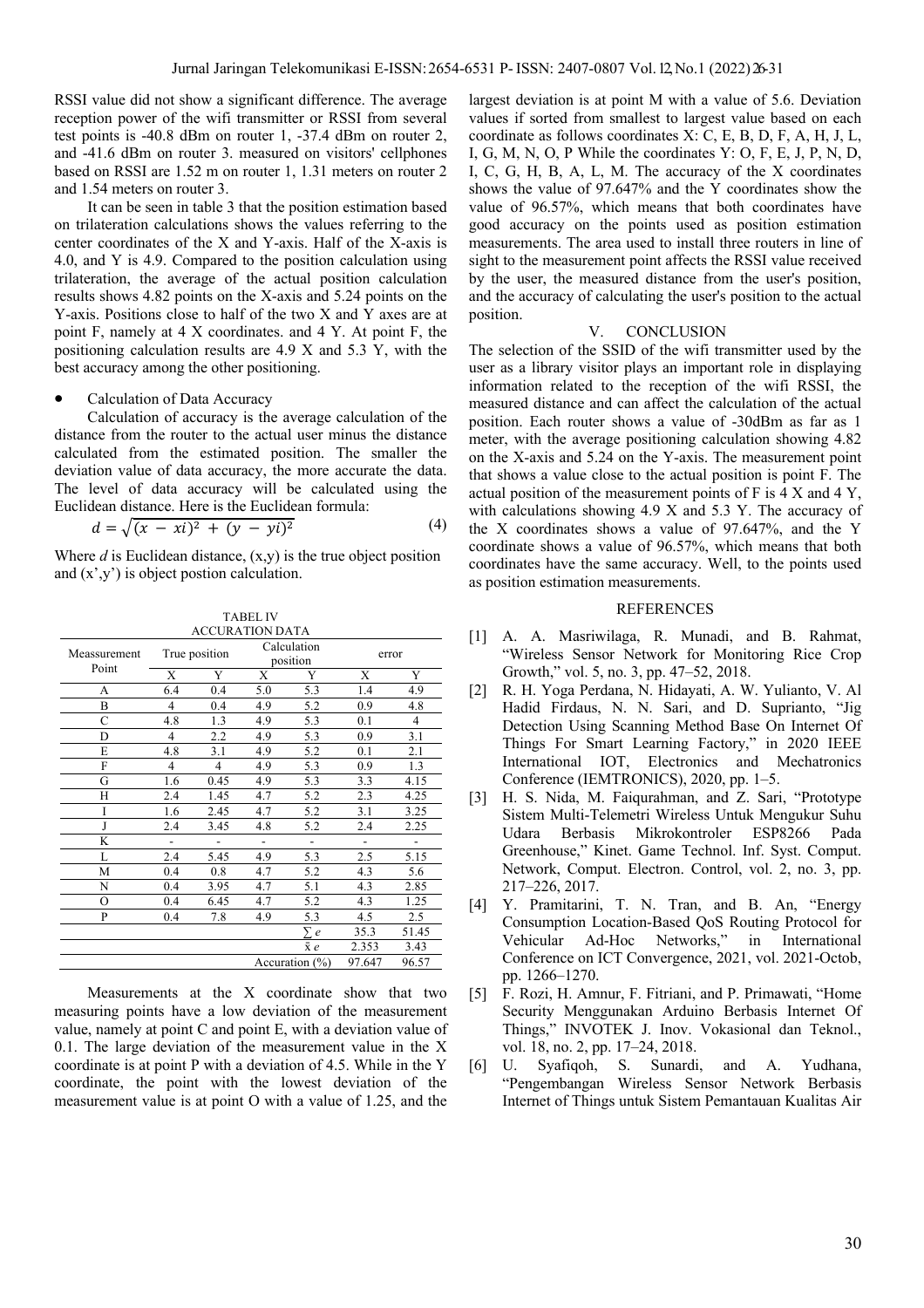RSSI value did not show a significant difference. The average reception power of the wifi transmitter or RSSI from several test points is -40.8 dBm on router 1, -37.4 dBm on router 2, and -41.6 dBm on router 3. measured on visitors' cellphones based on RSSI are 1.52 m on router 1, 1.31 meters on router 2 and 1.54 meters on router 3.

It can be seen in table 3 that the position estimation based on trilateration calculations shows the values referring to the center coordinates of the X and Y-axis. Half of the X-axis is 4.0, and Y is 4.9. Compared to the position calculation using trilateration, the average of the actual position calculation results shows 4.82 points on the X-axis and 5.24 points on the Y-axis. Positions close to half of the two X and Y axes are at point F, namely at 4 X coordinates. and 4 Y. At point F, the positioning calculation results are 4.9 X and 5.3 Y, with the best accuracy among the other positioning.

- Calculation of Data Accuracy

Calculation of accuracy is the average calculation of the distance from the router to the actual user minus the distance calculated from the estimated position. The smaller the deviation value of data accuracy, the more accurate the data. The level of data accuracy will be calculated using the Euclidean distance. Here is the Euclidean formula:

$$d = \sqrt{(x - xi)^2 + (y - yi)^2} \quad (4)$$

Where $d$ is Euclidean distance, (x,y) is the true object position and (x',y') is object postion calculation.

TABEL IV
ACCURATION DATA

| Meassurement Point | True position | | Calculation position | | error | |
|---|---|---|---|---|---|---|
| | X | Y | X | Y | X | Y |
| A | 6.4 | 0.4 | 5.0 | 5.3 | 1.4 | 4.9 |
| B | 4 | 0.4 | 4.9 | 5.2 | 0.9 | 4.8 |
| C | 4.8 | 1.3 | 4.9 | 5.3 | 0.1 | 4 |
| D | 4 | 2.2 | 4.9 | 5.3 | 0.9 | 3.1 |
| E | 4.8 | 3.1 | 4.9 | 5.2 | 0.1 | 2.1 |
| F | 4 | 4 | 4.9 | 5.3 | 0.9 | 1.3 |
| G | 1.6 | 0.45 | 4.9 | 5.3 | 3.3 | 4.15 |
| H | 2.4 | 1.45 | 4.7 | 5.2 | 2.3 | 4.25 |
| I | 1.6 | 2.45 | 4.7 | 5.2 | 3.1 | 3.25 |
| J | 2.4 | 3.45 | 4.8 | 5.2 | 2.4 | 2.25 |
| K | - | - | - | - | - | - |
| L | 2.4 | 5.45 | 4.9 | 5.3 | 2.5 | 5.15 |
| M | 0.4 | 0.8 | 4.7 | 5.2 | 4.3 | 5.6 |
| N | 0.4 | 3.95 | 4.7 | 5.1 | 4.3 | 2.85 |
| O | 0.4 | 6.45 | 4.7 | 5.2 | 4.3 | 1.25 |
| P | 0.4 | 7.8 | 4.9 | 5.3 | 4.5 | 2.5 |
| | | | | $\sum e$ | 35.3 | 51.45 |
| | | | | $\bar{x}\, e$ | 2.353 | 3.43 |
| | | | Accuration (%) | | 97.647 | 96.57 |

Measurements at the X coordinate show that two measuring points have a low deviation of the measurement value, namely at point C and point E, with a deviation value of 0.1. The large deviation of the measurement value in the X coordinate is at point P with a deviation of 4.5. While in the Y coordinate, the point with the lowest deviation of the measurement value is at point O with a value of 1.25, and the largest deviation is at point M with a value of 5.6. Deviation values if sorted from smallest to largest value based on each coordinate as follows coordinates X: C, E, B, D, F, A, H, J, L, I, G, M, N, O, P While the coordinates Y: O, F, E, J, P, N, D, I, C, G, H, B, A, L, M. The accuracy of the X coordinates shows the value of 97.647% and the Y coordinates show the value of 96.57%, which means that both coordinates have good accuracy on the points used as position estimation measurements. The area used to install three routers in line of sight to the measurement point affects the RSSI value received by the user, the measured distance from the user's position, and the accuracy of calculating the user's position to the actual position.

## V. CONCLUSION

The selection of the SSID of the wifi transmitter used by the user as a library visitor plays an important role in displaying information related to the reception of the wifi RSSI, the measured distance and can affect the calculation of the actual position. Each router shows a value of -30dBm as far as 1 meter, with the average positioning calculation showing 4.82 on the X-axis and 5.24 on the Y-axis. The measurement point that shows a value close to the actual position is point F. The actual position of the measurement points of F is 4 X and 4 Y, with calculations showing 4.9 X and 5.3 Y. The accuracy of the X coordinates shows a value of 97.647%, and the Y coordinate shows a value of 96.57%, which means that both coordinates have the same accuracy. Well, to the points used as position estimation measurements.

## REFERENCES

[1] A. A. Masriwilaga, R. Munadi, and B. Rahmat, "Wireless Sensor Network for Monitoring Rice Crop Growth," vol. 5, no. 3, pp. 47–52, 2018.

[2] R. H. Yoga Perdana, N. Hidayati, A. W. Yulianto, V. Al Hadid Firdaus, N. N. Sari, and D. Suprianto, "Jig Detection Using Scanning Method Base On Internet Of Things For Smart Learning Factory," in 2020 IEEE International IOT, Electronics and Mechatronics Conference (IEMTRONICS), 2020, pp. 1–5.

[3] H. S. Nida, M. Faiqurahman, and Z. Sari, "Prototype Sistem Multi-Telemetri Wireless Untuk Mengukur Suhu Udara Berbasis Mikrokontroler ESP8266 Pada Greenhouse," Kinet. Game Technol. Inf. Syst. Comput. Network, Comput. Electron. Control, vol. 2, no. 3, pp. 217–226, 2017.

[4] Y. Pramitarini, T. N. Tran, and B. An, "Energy Consumption Location-Based QoS Routing Protocol for Vehicular Ad-Hoc Networks," in International Conference on ICT Convergence, 2021, vol. 2021-Octob, pp. 1266–1270.

[5] F. Rozi, H. Amnur, F. Fitriani, and P. Primawati, "Home Security Menggunakan Arduino Berbasis Internet Of Things," INVOTEK J. Inov. Vokasional dan Teknol., vol. 18, no. 2, pp. 17–24, 2018.

[6] U. Syafiqoh, S. Sunardi, and A. Yudhana, "Pengembangan Wireless Sensor Network Berbasis Internet of Things untuk Sistem Pemantauan Kualitas Air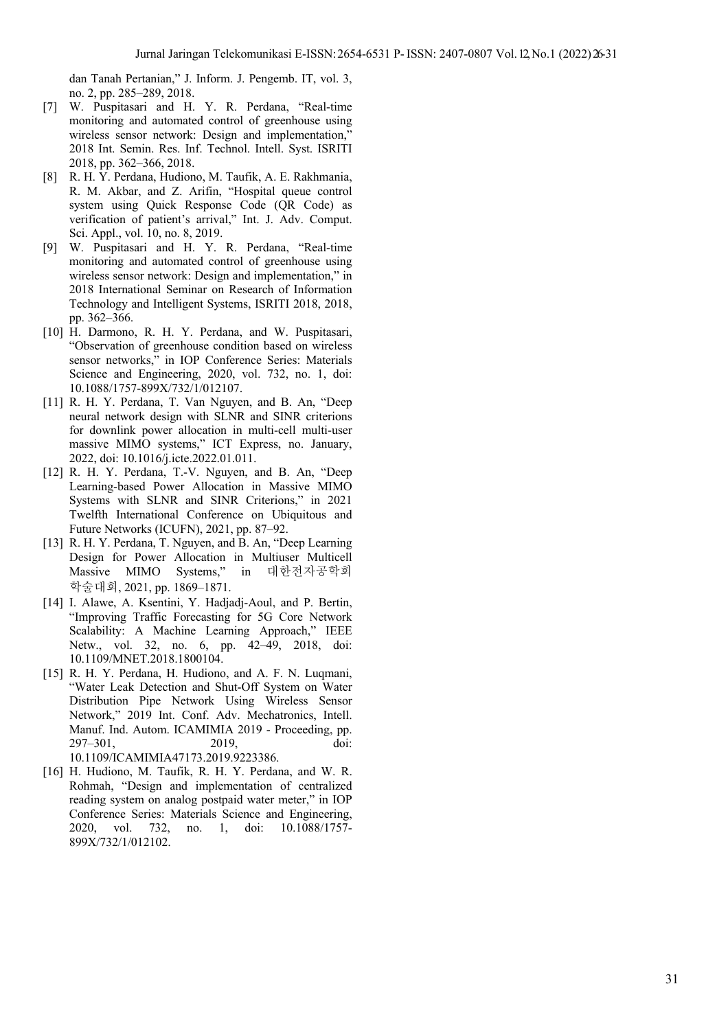dan Tanah Pertanian," J. Inform. J. Pengemb. IT, vol. 3, no. 2, pp. 285–289, 2018.

[7] W. Puspitasari and H. Y. R. Perdana, "Real-time monitoring and automated control of greenhouse using wireless sensor network: Design and implementation," 2018 Int. Semin. Res. Inf. Technol. Intell. Syst. ISRITI 2018, pp. 362–366, 2018.

[8] R. H. Y. Perdana, Hudiono, M. Taufik, A. E. Rakhmania, R. M. Akbar, and Z. Arifin, "Hospital queue control system using Quick Response Code (QR Code) as verification of patient's arrival," Int. J. Adv. Comput. Sci. Appl., vol. 10, no. 8, 2019.

[9] W. Puspitasari and H. Y. R. Perdana, "Real-time monitoring and automated control of greenhouse using wireless sensor network: Design and implementation," in 2018 International Seminar on Research of Information Technology and Intelligent Systems, ISRITI 2018, 2018, pp. 362–366.

[10] H. Darmono, R. H. Y. Perdana, and W. Puspitasari, "Observation of greenhouse condition based on wireless sensor networks," in IOP Conference Series: Materials Science and Engineering, 2020, vol. 732, no. 1, doi: 10.1088/1757-899X/732/1/012107.

[11] R. H. Y. Perdana, T. Van Nguyen, and B. An, "Deep neural network design with SLNR and SINR criterions for downlink power allocation in multi-cell multi-user massive MIMO systems," ICT Express, no. January, 2022, doi: 10.1016/j.icte.2022.01.011.

[12] R. H. Y. Perdana, T.-V. Nguyen, and B. An, "Deep Learning-based Power Allocation in Massive MIMO Systems with SLNR and SINR Criterions," in 2021 Twelfth International Conference on Ubiquitous and Future Networks (ICUFN), 2021, pp. 87–92.

[13] R. H. Y. Perdana, T. Nguyen, and B. An, "Deep Learning Design for Power Allocation in Multiuser Multicell Massive MIMO Systems," in 대한전자공학회 학술대회, 2021, pp. 1869–1871.

[14] I. Alawe, A. Ksentini, Y. Hadjadj-Aoul, and P. Bertin, "Improving Traffic Forecasting for 5G Core Network Scalability: A Machine Learning Approach," IEEE Netw., vol. 32, no. 6, pp. 42–49, 2018, doi: 10.1109/MNET.2018.1800104.

[15] R. H. Y. Perdana, H. Hudiono, and A. F. N. Luqmani, "Water Leak Detection and Shut-Off System on Water Distribution Pipe Network Using Wireless Sensor Network," 2019 Int. Conf. Adv. Mechatronics, Intell. Manuf. Ind. Autom. ICAMIMIA 2019 - Proceeding, pp. 297–301, 2019, doi: 10.1109/ICAMIMIA47173.2019.9223386.

[16] H. Hudiono, M. Taufik, R. H. Y. Perdana, and W. R. Rohmah, "Design and implementation of centralized reading system on analog postpaid water meter," in IOP Conference Series: Materials Science and Engineering, 2020, vol. 732, no. 1, doi: 10.1088/1757-899X/732/1/012102.